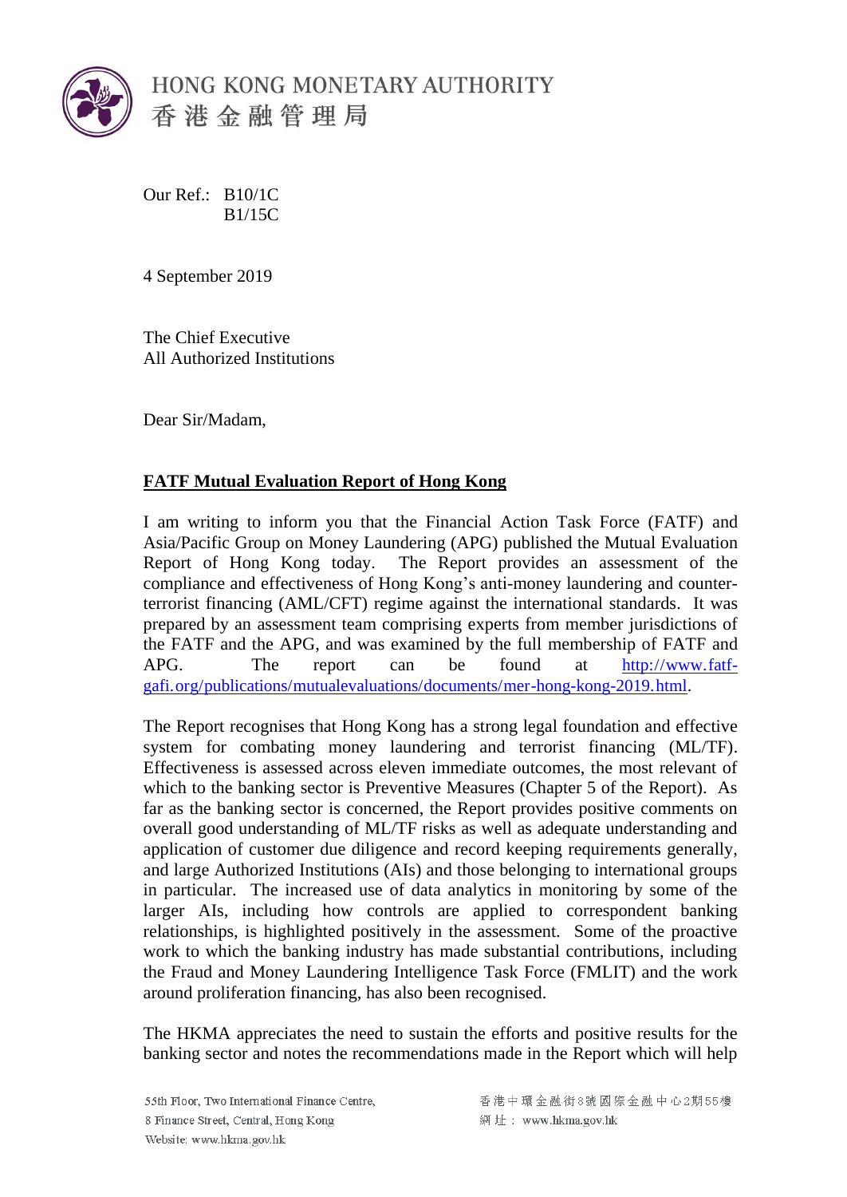HONG KONG MONETARY AUTHORITY
香港金融管理局

Our Ref.: B10/1C
B1/15C

4 September 2019

The Chief Executive
All Authorized Institutions

Dear Sir/Madam,

**FATF Mutual Evaluation Report of Hong Kong**

I am writing to inform you that the Financial Action Task Force (FATF) and Asia/Pacific Group on Money Laundering (APG) published the Mutual Evaluation Report of Hong Kong today. The Report provides an assessment of the compliance and effectiveness of Hong Kong's anti-money laundering and counter-terrorist financing (AML/CFT) regime against the international standards. It was prepared by an assessment team comprising experts from member jurisdictions of the FATF and the APG, and was examined by the full membership of FATF and APG. The report can be found at http://www.fatf-gafi.org/publications/mutualevaluations/documents/mer-hong-kong-2019.html.

The Report recognises that Hong Kong has a strong legal foundation and effective system for combating money laundering and terrorist financing (ML/TF). Effectiveness is assessed across eleven immediate outcomes, the most relevant of which to the banking sector is Preventive Measures (Chapter 5 of the Report). As far as the banking sector is concerned, the Report provides positive comments on overall good understanding of ML/TF risks as well as adequate understanding and application of customer due diligence and record keeping requirements generally, and large Authorized Institutions (AIs) and those belonging to international groups in particular. The increased use of data analytics in monitoring by some of the larger AIs, including how controls are applied to correspondent banking relationships, is highlighted positively in the assessment. Some of the proactive work to which the banking industry has made substantial contributions, including the Fraud and Money Laundering Intelligence Task Force (FMLIT) and the work around proliferation financing, has also been recognised.

The HKMA appreciates the need to sustain the efforts and positive results for the banking sector and notes the recommendations made in the Report which will help

55th Floor, Two International Finance Centre,
8 Finance Street, Central, Hong Kong
Website: www.hkma.gov.hk

香港中環金融街8號國際金融中心2期55樓
網址：www.hkma.gov.hk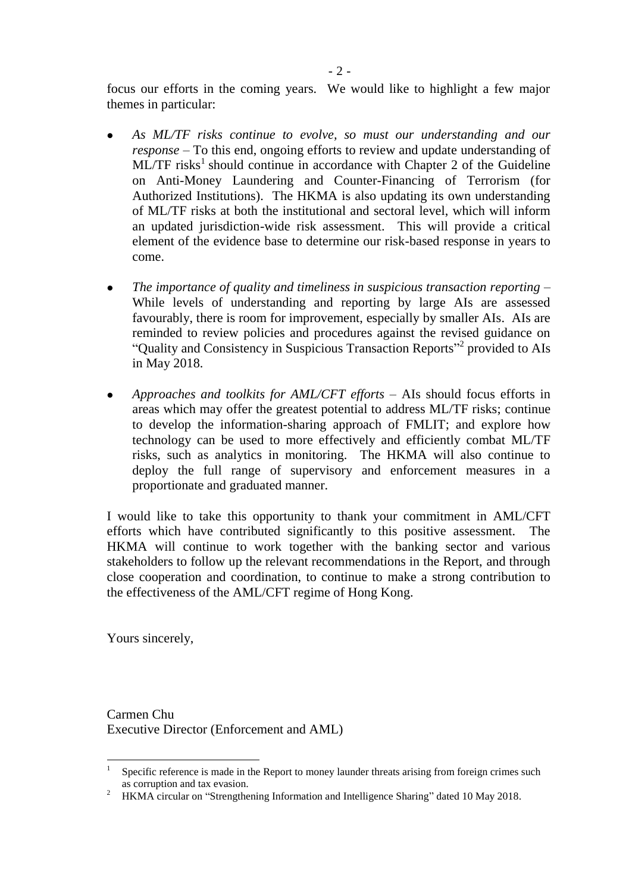focus our efforts in the coming years. We would like to highlight a few major themes in particular:

- *As ML/TF risks continue to evolve, so must our understanding and our response* – To this end, ongoing efforts to review and update understanding of ML/TF risks[1] should continue in accordance with Chapter 2 of the Guideline on Anti-Money Laundering and Counter-Financing of Terrorism (for Authorized Institutions). The HKMA is also updating its own understanding of ML/TF risks at both the institutional and sectoral level, which will inform an updated jurisdiction-wide risk assessment. This will provide a critical element of the evidence base to determine our risk-based response in years to come.

- *The importance of quality and timeliness in suspicious transaction reporting* – While levels of understanding and reporting by large AIs are assessed favourably, there is room for improvement, especially by smaller AIs. AIs are reminded to review policies and procedures against the revised guidance on "Quality and Consistency in Suspicious Transaction Reports"[2] provided to AIs in May 2018.

- *Approaches and toolkits for AML/CFT efforts* – AIs should focus efforts in areas which may offer the greatest potential to address ML/TF risks; continue to develop the information-sharing approach of FMLIT; and explore how technology can be used to more effectively and efficiently combat ML/TF risks, such as analytics in monitoring. The HKMA will also continue to deploy the full range of supervisory and enforcement measures in a proportionate and graduated manner.

I would like to take this opportunity to thank your commitment in AML/CFT efforts which have contributed significantly to this positive assessment. The HKMA will continue to work together with the banking sector and various stakeholders to follow up the relevant recommendations in the Report, and through close cooperation and coordination, to continue to make a strong contribution to the effectiveness of the AML/CFT regime of Hong Kong.

Yours sincerely,

Carmen Chu
Executive Director (Enforcement and AML)

---

[1] Specific reference is made in the Report to money launder threats arising from foreign crimes such as corruption and tax evasion.

[2] HKMA circular on "Strengthening Information and Intelligence Sharing" dated 10 May 2018.